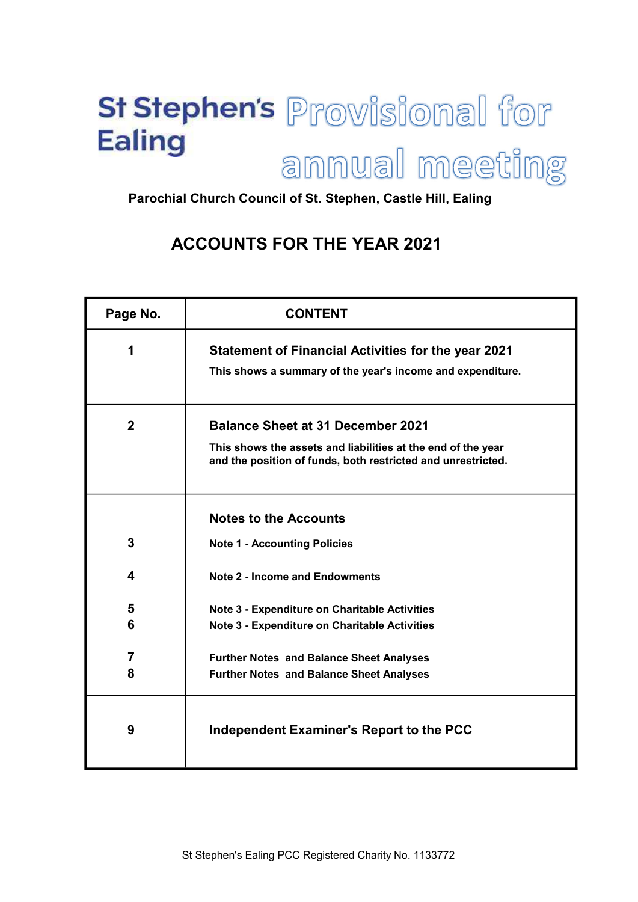# St Stephen's Ealing

**Provisional for annual meeting**

**Parochial Church Council of St. Stephen, Castle Hill, Ealing**

## ACCOUNTS FOR THE YEAR 2021

| Page No. | CONTENT |
|---|---|
| 1 | **Statement of Financial Activities for the year 2021**<br>**This shows a summary of the year's income and expenditure.** |
| 2 | **Balance Sheet at 31 December 2021**<br>**This shows the assets and liabilities at the end of the year and the position of funds, both restricted and unrestricted.** |
| | **Notes to the Accounts** |
| 3 | **Note 1 - Accounting Policies** |
| 4 | **Note 2 - Income and Endowments** |
| 5 | **Note 3 - Expenditure on Charitable Activities** |
| 6 | **Note 3 - Expenditure on Charitable Activities** |
| 7 | **Further Notes and Balance Sheet Analyses** |
| 8 | **Further Notes and Balance Sheet Analyses** |
| 9 | **Independent Examiner's Report to the PCC** |

St Stephen's Ealing PCC Registered Charity No. 1133772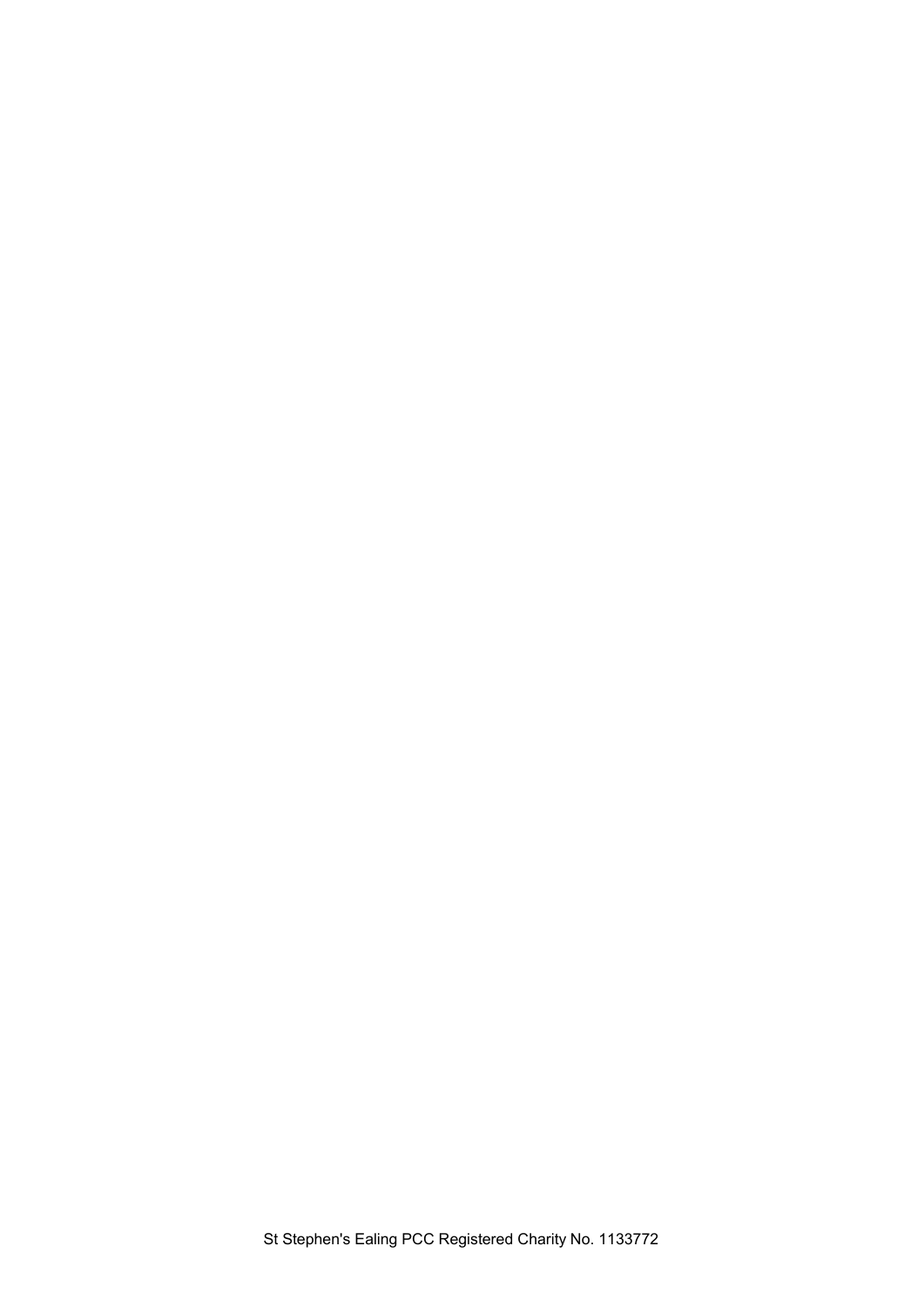St Stephen's Ealing PCC Registered Charity No. 1133772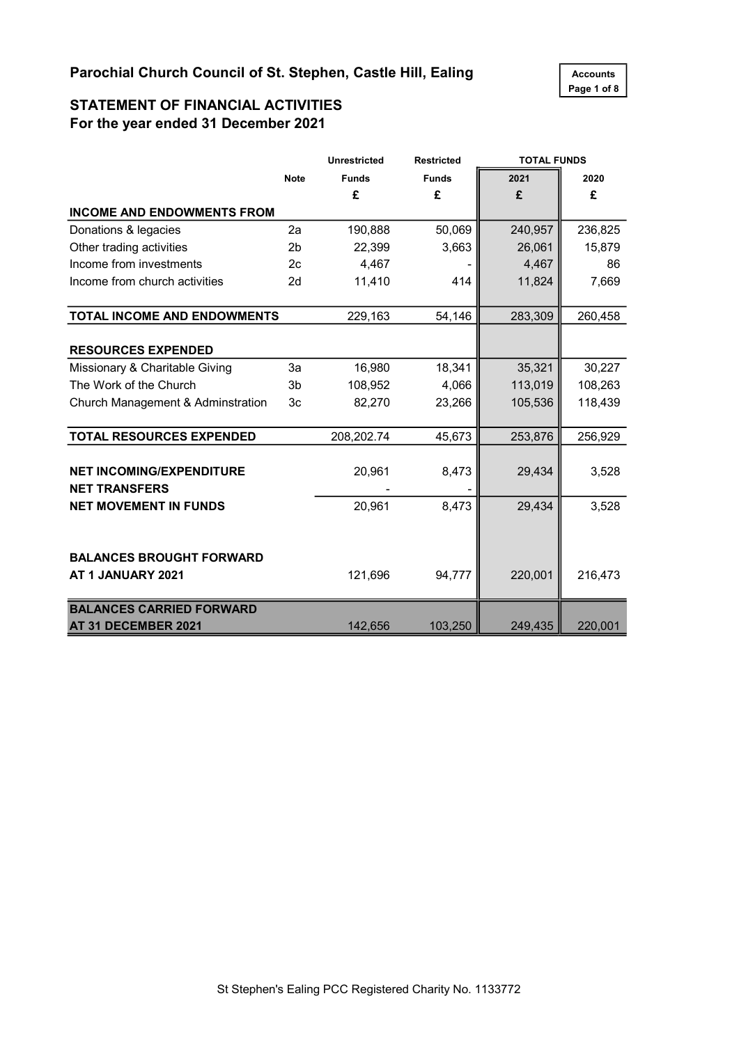## Parochial Church Council of St. Stephen, Castle Hill, Ealing

Accounts
Page 1 of 8

## STATEMENT OF FINANCIAL ACTIVITIES
### For the year ended 31 December 2021

| | Note | Unrestricted Funds | Restricted Funds | TOTAL FUNDS 2021 | TOTAL FUNDS 2020 |
|---|---|---|---|---|---|
| | | £ | £ | £ | £ |
| **INCOME AND ENDOWMENTS FROM** | | | | | |
| Donations & legacies | 2a | 190,888 | 50,069 | 240,957 | 236,825 |
| Other trading activities | 2b | 22,399 | 3,663 | 26,061 | 15,879 |
| Income from investments | 2c | 4,467 | - | 4,467 | 86 |
| Income from church activities | 2d | 11,410 | 414 | 11,824 | 7,669 |
| **TOTAL INCOME AND ENDOWMENTS** | | 229,163 | 54,146 | 283,309 | 260,458 |
| **RESOURCES EXPENDED** | | | | | |
| Missionary & Charitable Giving | 3a | 16,980 | 18,341 | 35,321 | 30,227 |
| The Work of the Church | 3b | 108,952 | 4,066 | 113,019 | 108,263 |
| Church Management & Adminstration | 3c | 82,270 | 23,266 | 105,536 | 118,439 |
| **TOTAL RESOURCES EXPENDED** | | 208,202.74 | 45,673 | 253,876 | 256,929 |
| **NET INCOMING/EXPENDITURE** | | 20,961 | 8,473 | 29,434 | 3,528 |
| **NET TRANSFERS** | | - | - | | |
| **NET MOVEMENT IN FUNDS** | | 20,961 | 8,473 | 29,434 | 3,528 |
| **BALANCES BROUGHT FORWARD AT 1 JANUARY 2021** | | 121,696 | 94,777 | 220,001 | 216,473 |
| **BALANCES CARRIED FORWARD AT 31 DECEMBER 2021** | | 142,656 | 103,250 | 249,435 | 220,001 |

St Stephen's Ealing PCC Registered Charity No. 1133772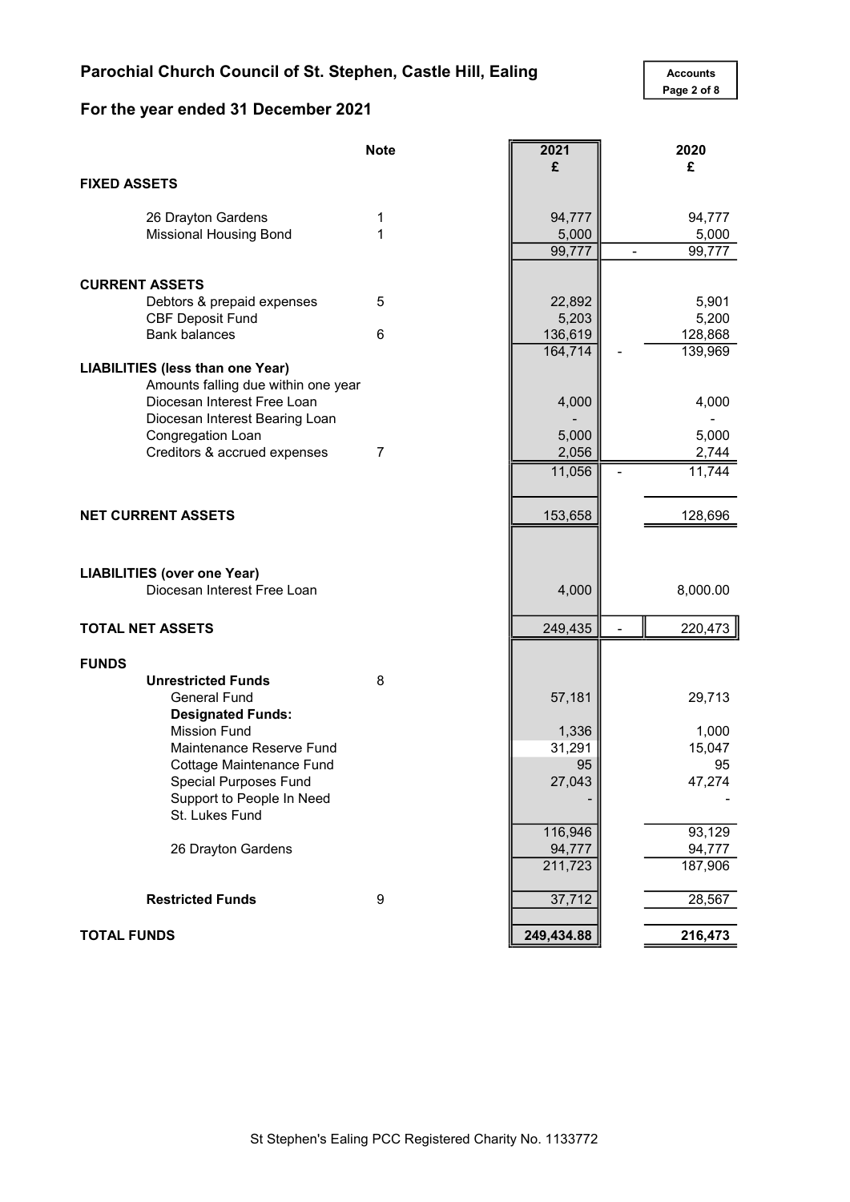# Parochial Church Council of St. Stephen, Castle Hill, Ealing

Accounts

## For the year ended 31 December 2021

| | Note | 2021 £ | | 2020 £ |
|---|---|---|---|---|
| **FIXED ASSETS** | | | | |
| 26 Drayton Gardens | 1 | 94,777 | | 94,777 |
| Missional Housing Bond | 1 | 5,000 | | 5,000 |
| | | 99,777 | - | 99,777 |
| **CURRENT ASSETS** | | | | |
| Debtors & prepaid expenses | 5 | 22,892 | | 5,901 |
| CBF Deposit Fund | | 5,203 | | 5,200 |
| Bank balances | 6 | 136,619 | | 128,868 |
| | | 164,714 | - | 139,969 |
| **LIABILITIES (less than one Year)** | | | | |
| Amounts falling due within one year | | | | |
| Diocesan Interest Free Loan | | 4,000 | | 4,000 |
| Diocesan Interest Bearing Loan | | - | | - |
| Congregation Loan | | 5,000 | | 5,000 |
| Creditors & accrued expenses | 7 | 2,056 | | 2,744 |
| | | 11,056 | - | 11,744 |
| **NET CURRENT ASSETS** | | 153,658 | | 128,696 |
| **LIABILITIES (over one Year)** | | | | |
| Diocesan Interest Free Loan | | 4,000 | | 8,000.00 |
| **TOTAL NET ASSETS** | | 249,435 | - | 220,473 |
| **FUNDS** | | | | |
| **Unrestricted Funds** | 8 | | | |
| General Fund | | 57,181 | | 29,713 |
| **Designated Funds:** | | | | |
| Mission Fund | | 1,336 | | 1,000 |
| Maintenance Reserve Fund | | 31,291 | | 15,047 |
| Cottage Maintenance Fund | | 95 | | 95 |
| Special Purposes Fund | | 27,043 | | 47,274 |
| Support to People In Need | | - | | - |
| St. Lukes Fund | | | | |
| | | 116,946 | | 93,129 |
| 26 Drayton Gardens | | 94,777 | | 94,777 |
| | | 211,723 | | 187,906 |
| **Restricted Funds** | 9 | 37,712 | | 28,567 |
| **TOTAL FUNDS** | | **249,434.88** | | **216,473** |

St Stephen's Ealing PCC Registered Charity No. 1133772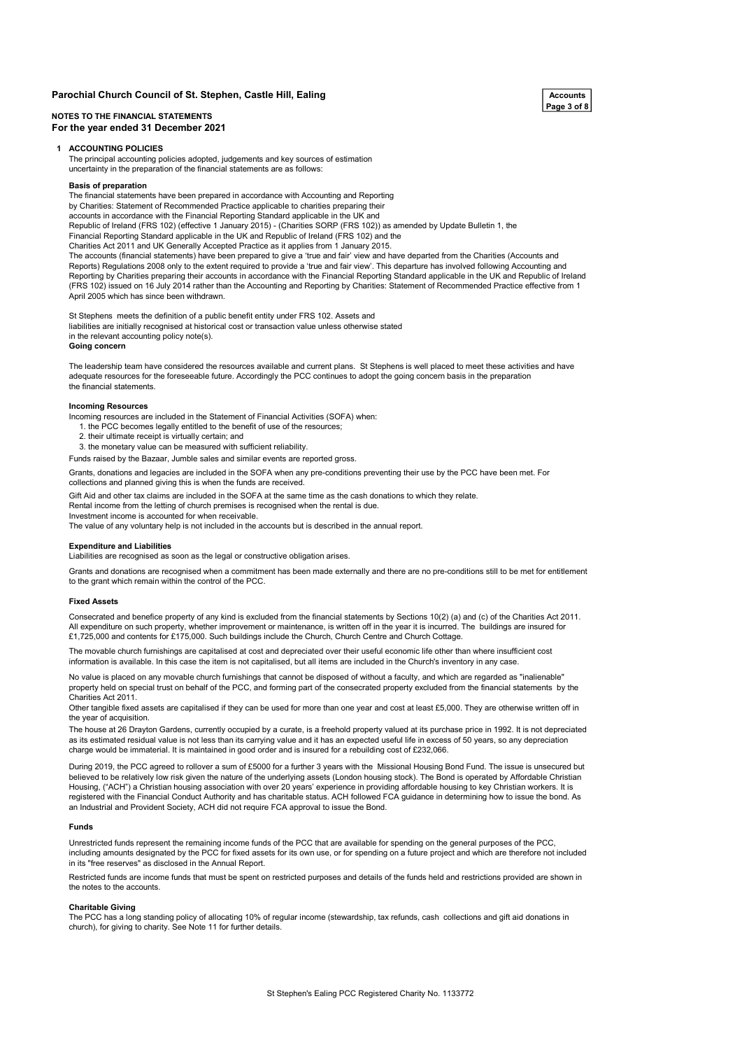**Parochial Church Council of St. Stephen, Castle Hill, Ealing**

**NOTES TO THE FINANCIAL STATEMENTS**
**For the year ended 31 December 2021**

## 1 ACCOUNTING POLICIES

The principal accounting policies adopted, judgements and key sources of estimation uncertainty in the preparation of the financial statements are as follows:

### Basis of preparation

The financial statements have been prepared in accordance with Accounting and Reporting by Charities: Statement of Recommended Practice applicable to charities preparing their accounts in accordance with the Financial Reporting Standard applicable in the UK and Republic of Ireland (FRS 102) (effective 1 January 2015) - (Charities SORP (FRS 102)) as amended by Update Bulletin 1, the Financial Reporting Standard applicable in the UK and Republic of Ireland (FRS 102) and the Charities Act 2011 and UK Generally Accepted Practice as it applies from 1 January 2015.
The accounts (financial statements) have been prepared to give a 'true and fair' view and have departed from the Charities (Accounts and Reports) Regulations 2008 only to the extent required to provide a 'true and fair view'. This departure has involved following Accounting and Reporting by Charities preparing their accounts in accordance with the Financial Reporting Standard applicable in the UK and Republic of Ireland (FRS 102) issued on 16 July 2014 rather than the Accounting and Reporting by Charities: Statement of Recommended Practice effective from 1 April 2005 which has since been withdrawn.

St Stephens meets the definition of a public benefit entity under FRS 102. Assets and liabilities are initially recognised at historical cost or transaction value unless otherwise stated in the relevant accounting policy note(s).

### Going concern

The leadership team have considered the resources available and current plans. St Stephens is well placed to meet these activities and have adequate resources for the foreseeable future. Accordingly the PCC continues to adopt the going concern basis in the preparation the financial statements.

### Incoming Resources

Incoming resources are included in the Statement of Financial Activities (SOFA) when:

1. the PCC becomes legally entitled to the benefit of use of the resources;
2. their ultimate receipt is virtually certain; and
3. the monetary value can be measured with sufficient reliability.

Funds raised by the Bazaar, Jumble sales and similar events are reported gross.

Grants, donations and legacies are included in the SOFA when any pre-conditions preventing their use by the PCC have been met. For collections and planned giving this is when the funds are received.

Gift Aid and other tax claims are included in the SOFA at the same time as the cash donations to which they relate.
Rental income from the letting of church premises is recognised when the rental is due.
Investment income is accounted for when receivable.
The value of any voluntary help is not included in the accounts but is described in the annual report.

### Expenditure and Liabilities

Liabilities are recognised as soon as the legal or constructive obligation arises.

Grants and donations are recognised when a commitment has been made externally and there are no pre-conditions still to be met for entitlement to the grant which remain within the control of the PCC.

### Fixed Assets

Consecrated and benefice property of any kind is excluded from the financial statements by Sections 10(2) (a) and (c) of the Charities Act 2011. All expenditure on such property, whether improvement or maintenance, is written off in the year it is incurred. The buildings are insured for £1,725,000 and contents for £175,000. Such buildings include the Church, Church Centre and Church Cottage.

The movable church furnishings are capitalised at cost and depreciated over their useful economic life other than where insufficient cost information is available. In this case the item is not capitalised, but all items are included in the Church's inventory in any case.

No value is placed on any movable church furnishings that cannot be disposed of without a faculty, and which are regarded as "inalienable" property held on special trust on behalf of the PCC, and forming part of the consecrated property excluded from the financial statements by the Charities Act 2011.
Other tangible fixed assets are capitalised if they can be used for more than one year and cost at least £5,000. They are otherwise written off in the year of acquisition.
The house at 26 Drayton Gardens, currently occupied by a curate, is a freehold property valued at its purchase price in 1992. It is not depreciated as its estimated residual value is not less than its carrying value and it has an expected useful life in excess of 50 years, so any depreciation charge would be immaterial. It is maintained in good order and is insured for a rebuilding cost of £232,066.

During 2019, the PCC agreed to rollover a sum of £5000 for a further 3 years with the Missional Housing Bond Fund. The issue is unsecured but believed to be relatively low risk given the nature of the underlying assets (London housing stock). The Bond is operated by Affordable Christian Housing, ("ACH") a Christian housing association with over 20 years' experience in providing affordable housing to key Christian workers. It is registered with the Financial Conduct Authority and has charitable status. ACH followed FCA guidance in determining how to issue the bond. As an Industrial and Provident Society, ACH did not require FCA approval to issue the Bond.

### Funds

Unrestricted funds represent the remaining income funds of the PCC that are available for spending on the general purposes of the PCC, including amounts designated by the PCC for fixed assets for its own use, or for spending on a future project and which are therefore not included in its "free reserves" as disclosed in the Annual Report.

Restricted funds are income funds that must be spent on restricted purposes and details of the funds held and restrictions provided are shown in the notes to the accounts.

### Charitable Giving

The PCC has a long standing policy of allocating 10% of regular income (stewardship, tax refunds, cash collections and gift aid donations in church), for giving to charity. See Note 11 for further details.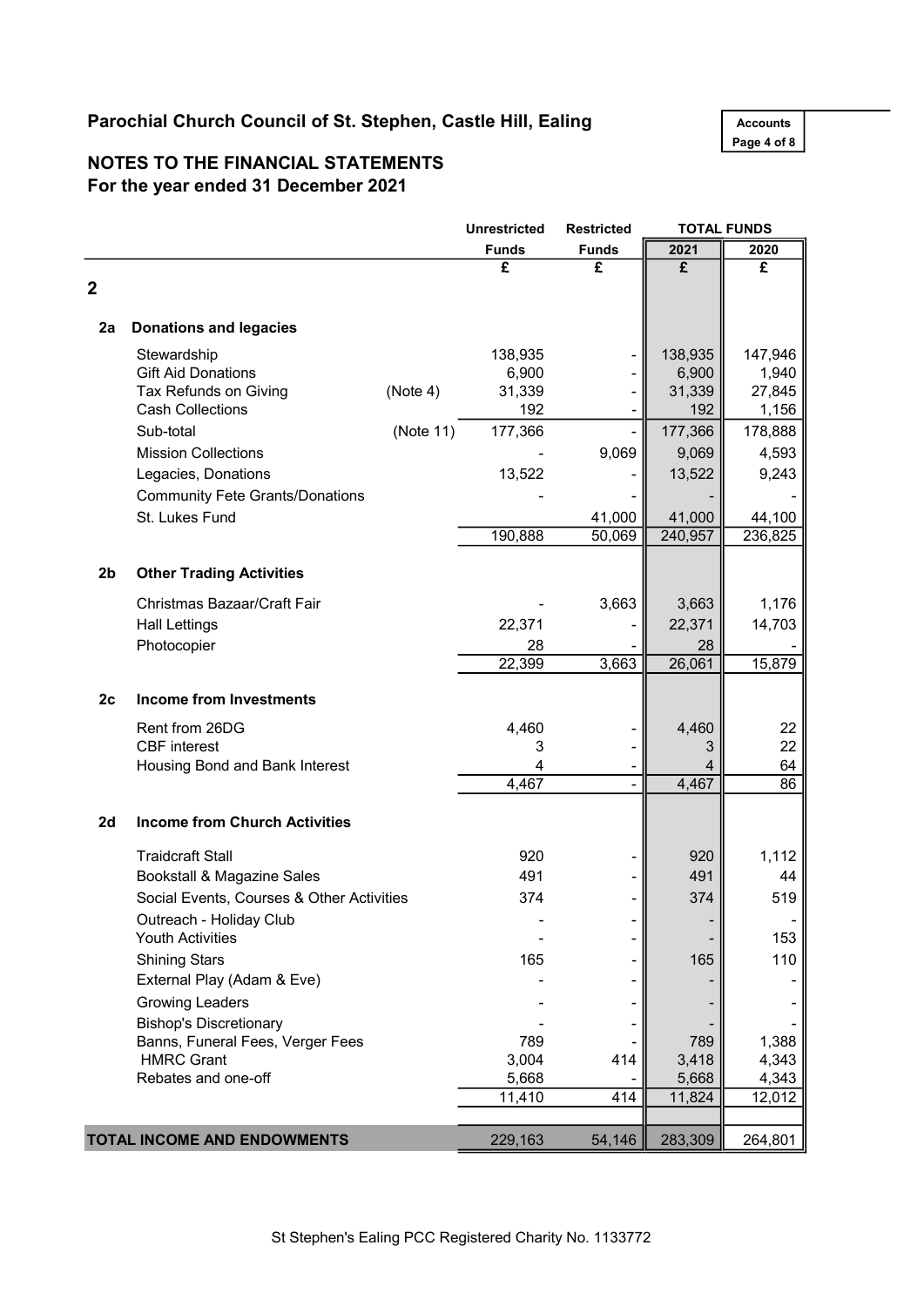## Parochial Church Council of St. Stephen, Castle Hill, Ealing

## NOTES TO THE FINANCIAL STATEMENTS
### For the year ended 31 December 2021

| | | | Unrestricted | Restricted | TOTAL FUNDS | |
|---|---|---|---|---|---|---|
| | | | Funds | Funds | 2021 | 2020 |
| | | | £ | £ | £ | £ |
| **2** | | | | | | |
| **2a** | **Donations and legacies** | | | | | |
| | Stewardship | | 138,935 | - | 138,935 | 147,946 |
| | Gift Aid Donations | | 6,900 | - | 6,900 | 1,940 |
| | Tax Refunds on Giving | (Note 4) | 31,339 | - | 31,339 | 27,845 |
| | Cash Collections | | 192 | - | 192 | 1,156 |
| | Sub-total | (Note 11) | 177,366 | - | 177,366 | 178,888 |
| | Mission Collections | | - | 9,069 | 9,069 | 4,593 |
| | Legacies, Donations | | 13,522 | - | 13,522 | 9,243 |
| | Community Fete Grants/Donations | | - | - | - | - |
| | St. Lukes Fund | | | 41,000 | 41,000 | 44,100 |
| | | | 190,888 | 50,069 | 240,957 | 236,825 |
| **2b** | **Other Trading Activities** | | | | | |
| | Christmas Bazaar/Craft Fair | | - | 3,663 | 3,663 | 1,176 |
| | Hall Lettings | | 22,371 | - | 22,371 | 14,703 |
| | Photocopier | | 28 | - | 28 | - |
| | | | 22,399 | 3,663 | 26,061 | 15,879 |
| **2c** | **Income from Investments** | | | | | |
| | Rent from 26DG | | 4,460 | - | 4,460 | 22 |
| | CBF interest | | 3 | - | 3 | 22 |
| | Housing Bond and Bank Interest | | 4 | - | 4 | 64 |
| | | | 4,467 | - | 4,467 | 86 |
| **2d** | **Income from Church Activities** | | | | | |
| | Traidcraft Stall | | 920 | - | 920 | 1,112 |
| | Bookstall & Magazine Sales | | 491 | - | 491 | 44 |
| | Social Events, Courses & Other Activities | | 374 | - | 374 | 519 |
| | Outreach - Holiday Club | | - | - | - | - |
| | Youth Activities | | - | - | - | 153 |
| | Shining Stars | | 165 | - | 165 | 110 |
| | External Play (Adam & Eve) | | - | - | - | - |
| | Growing Leaders | | - | - | - | - |
| | Bishop's Discretionary | | - | - | - | - |
| | Banns, Funeral Fees, Verger Fees | | 789 | - | 789 | 1,388 |
| | HMRC Grant | | 3,004 | 414 | 3,418 | 4,343 |
| | Rebates and one-off | | 5,668 | - | 5,668 | 4,343 |
| | | | 11,410 | 414 | 11,824 | 12,012 |
| **TOTAL INCOME AND ENDOWMENTS** | | | 229,163 | 54,146 | 283,309 | 264,801 |

St Stephen's Ealing PCC Registered Charity No. 1133772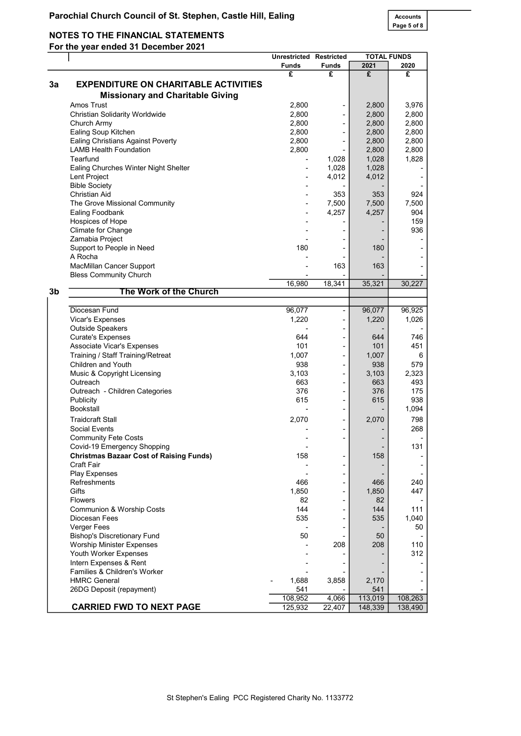## Parochial Church Council of St. Stephen, Castle Hill, Ealing

## NOTES TO THE FINANCIAL STATEMENTS
### For the year ended 31 December 2021

| | | Unrestricted Funds | Restricted Funds | TOTAL FUNDS 2021 | TOTAL FUNDS 2020 |
|---|---|---|---|---|---|
| | | £ | £ | £ | £ |
| **3a** | **EXPENDITURE ON CHARITABLE ACTIVITIES** | | | | |
| | **Missionary and Charitable Giving** | | | | |
| | Amos Trust | 2,800 | - | 2,800 | 3,976 |
| | Christian Solidarity Worldwide | 2,800 | - | 2,800 | 2,800 |
| | Church Army | 2,800 | - | 2,800 | 2,800 |
| | Ealing Soup Kitchen | 2,800 | - | 2,800 | 2,800 |
| | Ealing Christians Against Poverty | 2,800 | - | 2,800 | 2,800 |
| | LAMB Health Foundation | 2,800 | - | 2,800 | 2,800 |
| | Tearfund | - | 1,028 | 1,028 | 1,828 |
| | Ealing Churches Winter Night Shelter | - | 1,028 | 1,028 | - |
| | Lent Project | - | 4,012 | 4,012 | - |
| | Bible Society | - | - | - | - |
| | Christian Aid | - | 353 | 353 | 924 |
| | The Grove Missional Community | - | 7,500 | 7,500 | 7,500 |
| | Ealing Foodbank | - | 4,257 | 4,257 | 904 |
| | Hospices of Hope | - | - | - | 159 |
| | Climate for Change | - | - | - | 936 |
| | Zamabia Project | - | - | - | - |
| | Support to People in Need | 180 | - | 180 | - |
| | A Rocha | - | - | - | - |
| | MacMillan Cancer Support | - | 163 | 163 | - |
| | Bless Community Church | - | - | - | - |
| | | 16,980 | 18,341 | 35,321 | 30,227 |
| **3b** | **The Work of the Church** | | | | |
| | Diocesan Fund | 96,077 | - | 96,077 | 96,925 |
| | Vicar's Expenses | 1,220 | - | 1,220 | 1,026 |
| | Outside Speakers | - | - | - | - |
| | Curate's Expenses | 644 | - | 644 | 746 |
| | Associate Vicar's Expenses | 101 | - | 101 | 451 |
| | Training / Staff Training/Retreat | 1,007 | - | 1,007 | 6 |
| | Children and Youth | 938 | - | 938 | 579 |
| | Music & Copyright Licensing | 3,103 | - | 3,103 | 2,323 |
| | Outreach | 663 | - | 663 | 493 |
| | Outreach - Children Categories | 376 | - | 376 | 175 |
| | Publicity | 615 | - | 615 | 938 |
| | Bookstall | - | - | - | 1,094 |
| | Traidcraft Stall | 2,070 | - | 2,070 | 798 |
| | Social Events | - | - | - | 268 |
| | Community Fete Costs | - | - | - | - |
| | Covid-19 Emergency Shopping | - | - | - | 131 |
| | **Christmas Bazaar Cost of Raising Funds)** | 158 | - | 158 | - |
| | Craft Fair | - | - | - | - |
| | Play Expenses | - | - | - | - |
| | Refreshments | 466 | - | 466 | 240 |
| | Gifts | 1,850 | - | 1,850 | 447 |
| | Flowers | 82 | - | 82 | - |
| | Communion & Worship Costs | 144 | - | 144 | 111 |
| | Diocesan Fees | 535 | - | 535 | 1,040 |
| | Verger Fees | - | - | - | 50 |
| | Bishop's Discretionary Fund | 50 | - | 50 | - |
| | Worship Minister Expenses | - | 208 | 208 | 110 |
| | Youth Worker Expenses | - | - | - | 312 |
| | Intern Expenses & Rent | - | - | - | - |
| | Families & Children's Worker | - | - | - | - |
| | HMRC General | - 1,688 | 3,858 | 2,170 | - |
| | 26DG Deposit (repayment) | 541 | - | 541 | - |
| | | 108,952 | 4,066 | 113,019 | 108,263 |
| | **CARRIED FWD TO NEXT PAGE** | 125,932 | 22,407 | 148,339 | 138,490 |

St Stephen's Ealing PCC Registered Charity No. 1133772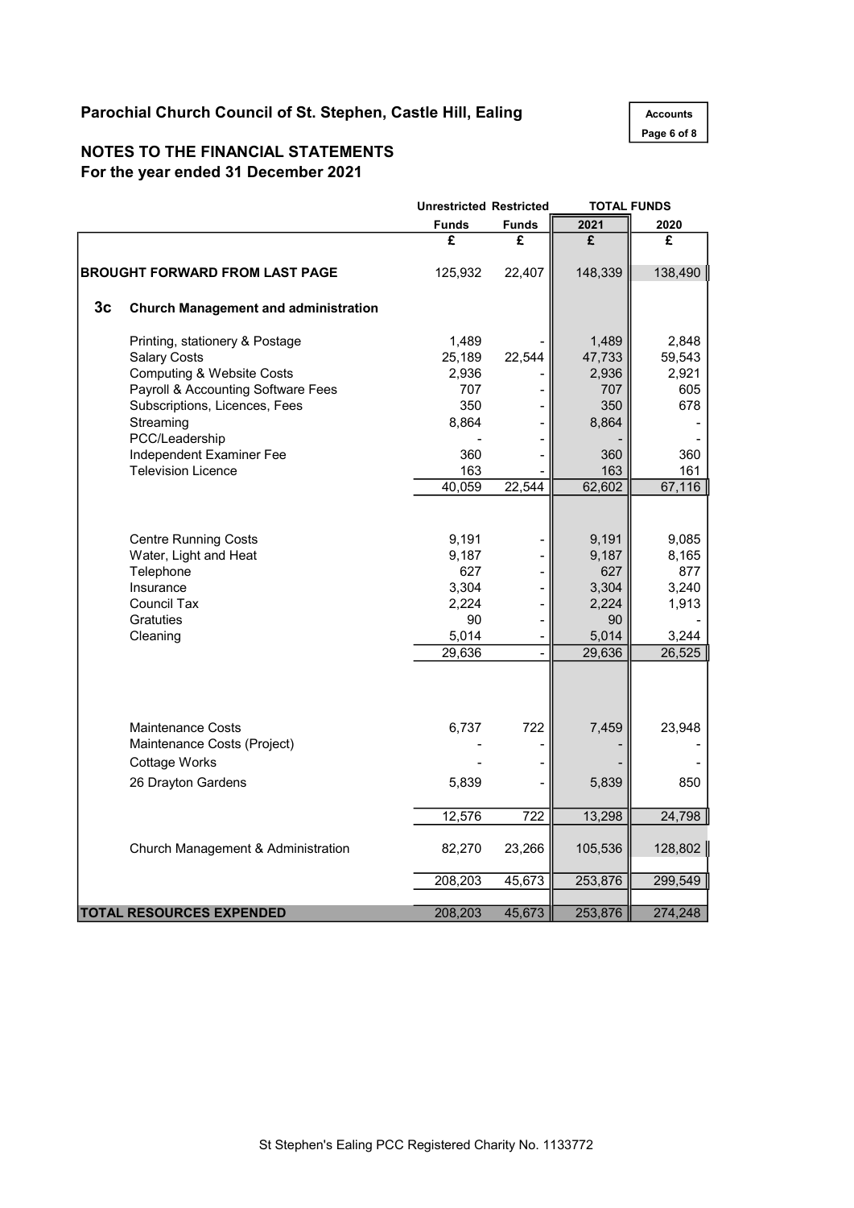# Parochial Church Council of St. Stephen, Castle Hill, Ealing

## NOTES TO THE FINANCIAL STATEMENTS
### For the year ended 31 December 2021

| | Unrestricted Funds | Restricted Funds | TOTAL FUNDS 2021 | 2020 |
|---|---|---|---|---|
| | £ | £ | £ | £ |
| **BROUGHT FORWARD FROM LAST PAGE** | 125,932 | 22,407 | 148,339 | 138,490 |
| **3c Church Management and administration** | | | | |
| Printing, stationery & Postage | 1,489 | - | 1,489 | 2,848 |
| Salary Costs | 25,189 | 22,544 | 47,733 | 59,543 |
| Computing & Website Costs | 2,936 | - | 2,936 | 2,921 |
| Payroll & Accounting Software Fees | 707 | - | 707 | 605 |
| Subscriptions, Licences, Fees | 350 | - | 350 | 678 |
| Streaming | 8,864 | - | 8,864 | - |
| PCC/Leadership | - | - | - | - |
| Independent Examiner Fee | 360 | - | 360 | 360 |
| Television Licence | 163 | - | 163 | 161 |
| | 40,059 | 22,544 | 62,602 | 67,116 |
| Centre Running Costs | 9,191 | - | 9,191 | 9,085 |
| Water, Light and Heat | 9,187 | - | 9,187 | 8,165 |
| Telephone | 627 | - | 627 | 877 |
| Insurance | 3,304 | - | 3,304 | 3,240 |
| Council Tax | 2,224 | - | 2,224 | 1,913 |
| Gratuties | 90 | - | 90 | - |
| Cleaning | 5,014 | - | 5,014 | 3,244 |
| | 29,636 | - | 29,636 | 26,525 |
| Maintenance Costs | 6,737 | 722 | 7,459 | 23,948 |
| Maintenance Costs (Project) | - | - | - | - |
| Cottage Works | - | - | - | - |
| 26 Drayton Gardens | 5,839 | - | 5,839 | 850 |
| | 12,576 | 722 | 13,298 | 24,798 |
| Church Management & Administration | 82,270 | 23,266 | 105,536 | 128,802 |
| | 208,203 | 45,673 | 253,876 | 299,549 |
| **TOTAL RESOURCES EXPENDED** | 208,203 | 45,673 | 253,876 | 274,248 |

St Stephen's Ealing PCC Registered Charity No. 1133772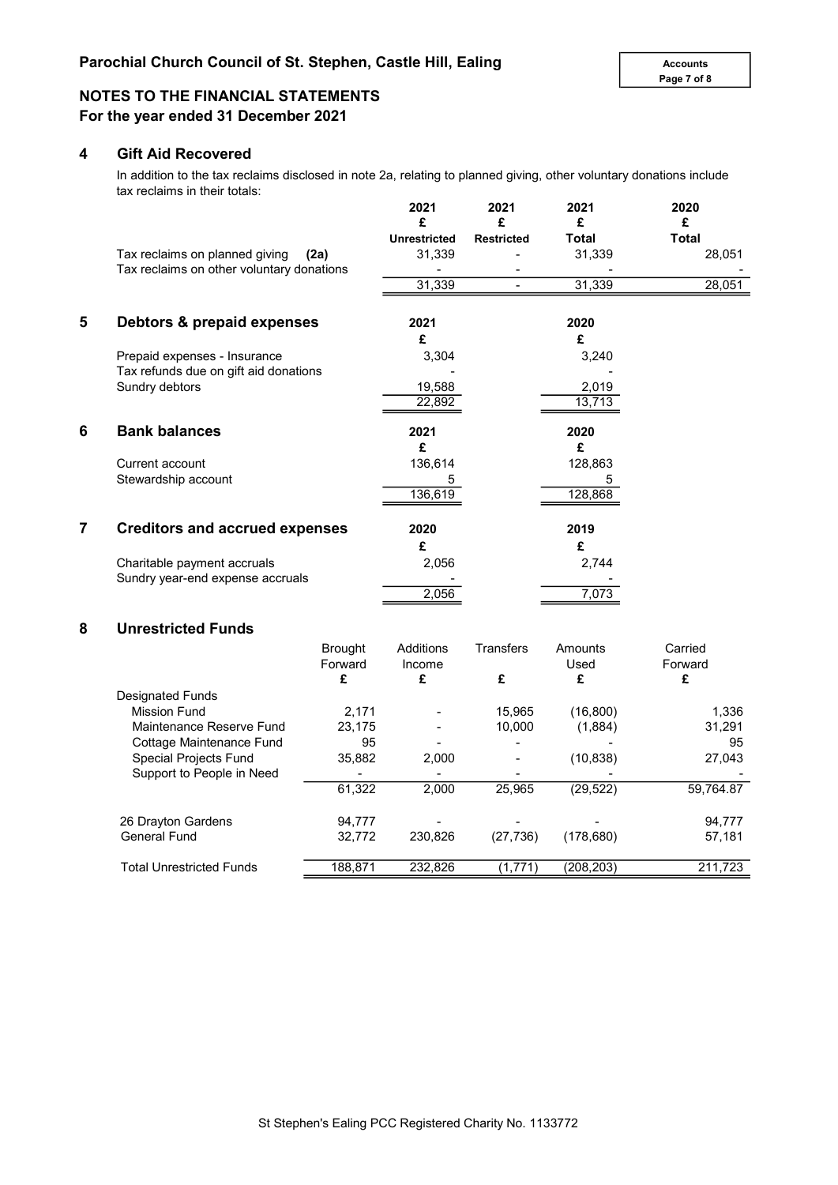**Parochial Church Council of St. Stephen, Castle Hill, Ealing**

## NOTES TO THE FINANCIAL STATEMENTS
## For the year ended 31 December 2021

### 4 Gift Aid Recovered

In addition to the tax reclaims disclosed in note 2a, relating to planned giving, other voluntary donations include tax reclaims in their totals:

| | 2021 £ Unrestricted | 2021 £ Restricted | 2021 £ Total | 2020 £ Total |
|---|---|---|---|---|
| Tax reclaims on planned giving **(2a)** | 31,339 | - | 31,339 | 28,051 |
| Tax reclaims on other voluntary donations | - | - | - | - |
| | 31,339 | - | 31,339 | 28,051 |

### 5 Debtors & prepaid expenses

| | 2021 £ | 2020 £ |
|---|---|---|
| Prepaid expenses - Insurance | 3,304 | 3,240 |
| Tax refunds due on gift aid donations | - | - |
| Sundry debtors | 19,588 | 2,019 |
| | 22,892 | 13,713 |

### 6 Bank balances

| | 2021 £ | 2020 £ |
|---|---|---|
| Current account | 136,614 | 128,863 |
| Stewardship account | 5 | 5 |
| | 136,619 | 128,868 |

### 7 Creditors and accrued expenses

| | 2020 £ | 2019 £ |
|---|---|---|
| Charitable payment accruals | 2,056 | 2,744 |
| Sundry year-end expense accruals | - | - |
| | 2,056 | 7,073 |

### 8 Unrestricted Funds

| | Brought Forward £ | Additions Income £ | Transfers £ | Amounts Used £ | Carried Forward £ |
|---|---|---|---|---|---|
| Designated Funds | | | | | |
| Mission Fund | 2,171 | - | 15,965 | (16,800) | 1,336 |
| Maintenance Reserve Fund | 23,175 | - | 10,000 | (1,884) | 31,291 |
| Cottage Maintenance Fund | 95 | - | - | - | 95 |
| Special Projects Fund | 35,882 | 2,000 | - | (10,838) | 27,043 |
| Support to People in Need | - | - | - | - | - |
| | 61,322 | 2,000 | 25,965 | (29,522) | 59,764.87 |
| 26 Drayton Gardens | 94,777 | - | - | - | 94,777 |
| General Fund | 32,772 | 230,826 | (27,736) | (178,680) | 57,181 |
| Total Unrestricted Funds | 188,871 | 232,826 | (1,771) | (208,203) | 211,723 |

St Stephen's Ealing PCC Registered Charity No. 1133772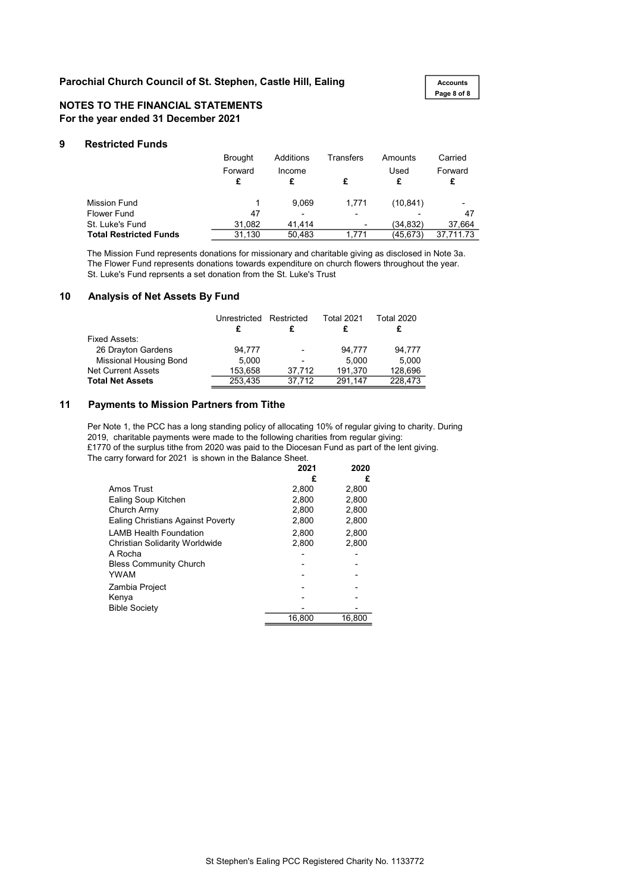**Parochial Church Council of St. Stephen, Castle Hill, Ealing**

**NOTES TO THE FINANCIAL STATEMENTS**
**For the year ended 31 December 2021**

## 9 Restricted Funds

| | Brought Forward £ | Additions Income £ | Transfers £ | Amounts Used £ | Carried Forward £ |
|---|---|---|---|---|---|
| Mission Fund | 1 | 9,069 | 1,771 | (10,841) | - |
| Flower Fund | 47 | - | - | - | 47 |
| St. Luke's Fund | 31,082 | 41,414 | - | (34,832) | 37,664 |
| **Total Restricted Funds** | 31,130 | 50,483 | 1,771 | (45,673) | 37,711.73 |

The Mission Fund represents donations for missionary and charitable giving as disclosed in Note 3a.
The Flower Fund represents donations towards expenditure on church flowers throughout the year.
St. Luke's Fund reprsents a set donation from the St. Luke's Trust

## 10 Analysis of Net Assets By Fund

| | Unrestricted £ | Restricted £ | Total 2021 £ | Total 2020 £ |
|---|---|---|---|---|
| Fixed Assets: | | | | |
| 26 Drayton Gardens | 94,777 | - | 94,777 | 94,777 |
| Missional Housing Bond | 5,000 | - | 5,000 | 5,000 |
| Net Current Assets | 153,658 | 37,712 | 191,370 | 128,696 |
| **Total Net Assets** | 253,435 | 37,712 | 291,147 | 228,473 |

## 11 Payments to Mission Partners from Tithe

Per Note 1, the PCC has a long standing policy of allocating 10% of regular giving to charity. During 2019, charitable payments were made to the following charities from regular giving:
£1770 of the surplus tithe from 2020 was paid to the Diocesan Fund as part of the lent giving.
The carry forward for 2021 is shown in the Balance Sheet.

| | 2021 £ | 2020 £ |
|---|---|---|
| Amos Trust | 2,800 | 2,800 |
| Ealing Soup Kitchen | 2,800 | 2,800 |
| Church Army | 2,800 | 2,800 |
| Ealing Christians Against Poverty | 2,800 | 2,800 |
| LAMB Health Foundation | 2,800 | 2,800 |
| Christian Solidarity Worldwide | 2,800 | 2,800 |
| A Rocha | - | - |
| Bless Community Church | - | - |
| YWAM | - | - |
| Zambia Project | - | - |
| Kenya | - | - |
| Bible Society | - | - |
| | 16,800 | 16,800 |

St Stephen's Ealing PCC Registered Charity No. 1133772